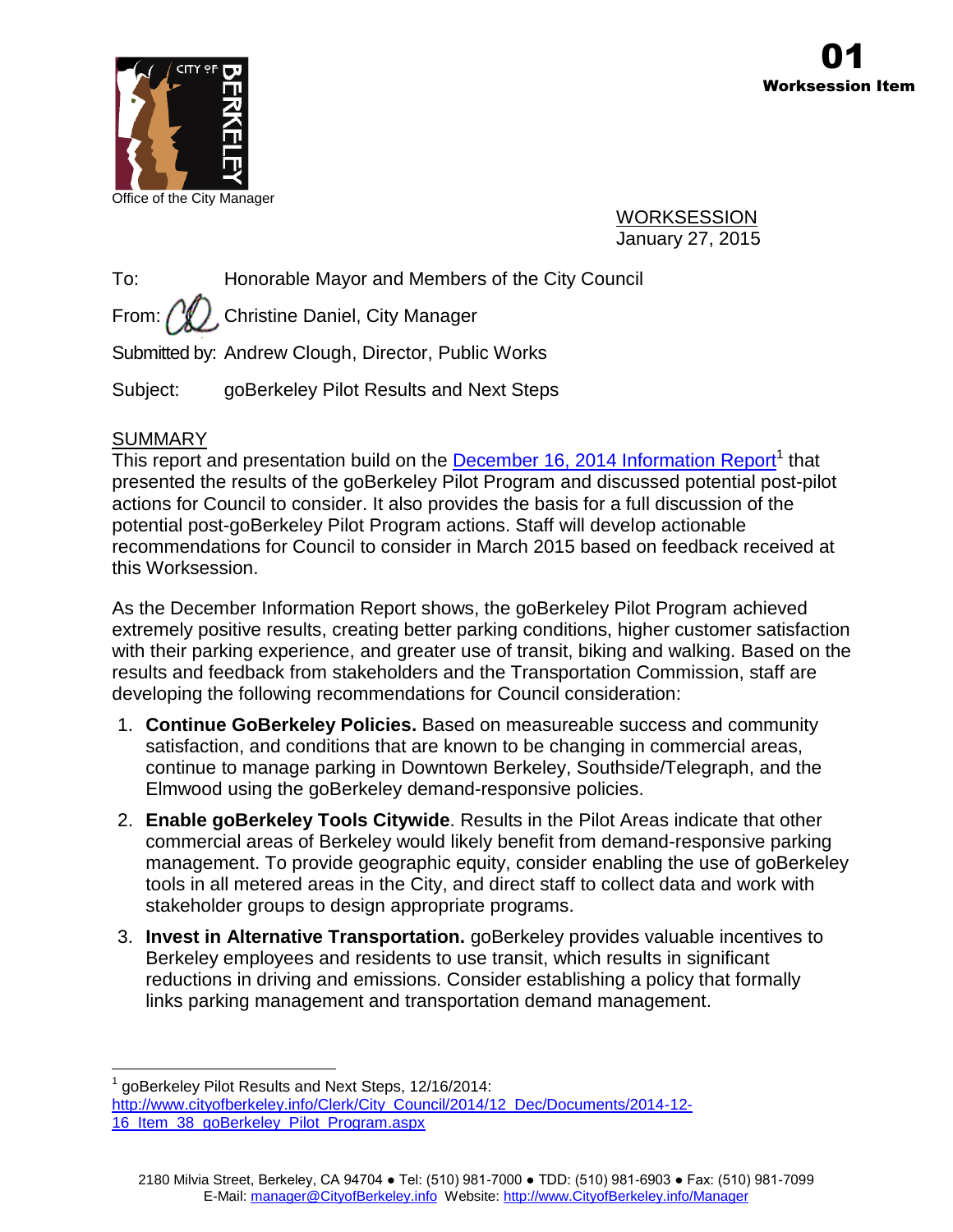Office of the City Manager

**01**
**Worksession Item**

WORKSESSION
January 27, 2015

To: Honorable Mayor and Members of the City Council

From: Christine Daniel, City Manager

Submitted by: Andrew Clough, Director, Public Works

Subject: goBerkeley Pilot Results and Next Steps

## SUMMARY

This report and presentation build on the December 16, 2014 Information Report[1] that presented the results of the goBerkeley Pilot Program and discussed potential post-pilot actions for Council to consider. It also provides the basis for a full discussion of the potential post-goBerkeley Pilot Program actions. Staff will develop actionable recommendations for Council to consider in March 2015 based on feedback received at this Worksession.

As the December Information Report shows, the goBerkeley Pilot Program achieved extremely positive results, creating better parking conditions, higher customer satisfaction with their parking experience, and greater use of transit, biking and walking. Based on the results and feedback from stakeholders and the Transportation Commission, staff are developing the following recommendations for Council consideration:

1. **Continue GoBerkeley Policies.** Based on measureable success and community satisfaction, and conditions that are known to be changing in commercial areas, continue to manage parking in Downtown Berkeley, Southside/Telegraph, and the Elmwood using the goBerkeley demand-responsive policies.
2. **Enable goBerkeley Tools Citywide**. Results in the Pilot Areas indicate that other commercial areas of Berkeley would likely benefit from demand-responsive parking management. To provide geographic equity, consider enabling the use of goBerkeley tools in all metered areas in the City, and direct staff to collect data and work with stakeholder groups to design appropriate programs.
3. **Invest in Alternative Transportation.** goBerkeley provides valuable incentives to Berkeley employees and residents to use transit, which results in significant reductions in driving and emissions. Consider establishing a policy that formally links parking management and transportation demand management.

[1] goBerkeley Pilot Results and Next Steps, 12/16/2014: http://www.cityofberkeley.info/Clerk/City_Council/2014/12_Dec/Documents/2014-12-16_Item_38_goBerkeley_Pilot_Program.aspx

2180 Milvia Street, Berkeley, CA 94704 ● Tel: (510) 981-7000 ● TDD: (510) 981-6903 ● Fax: (510) 981-7099
E-Mail: manager@CityofBerkeley.info Website: http://www.CityofBerkeley.info/Manager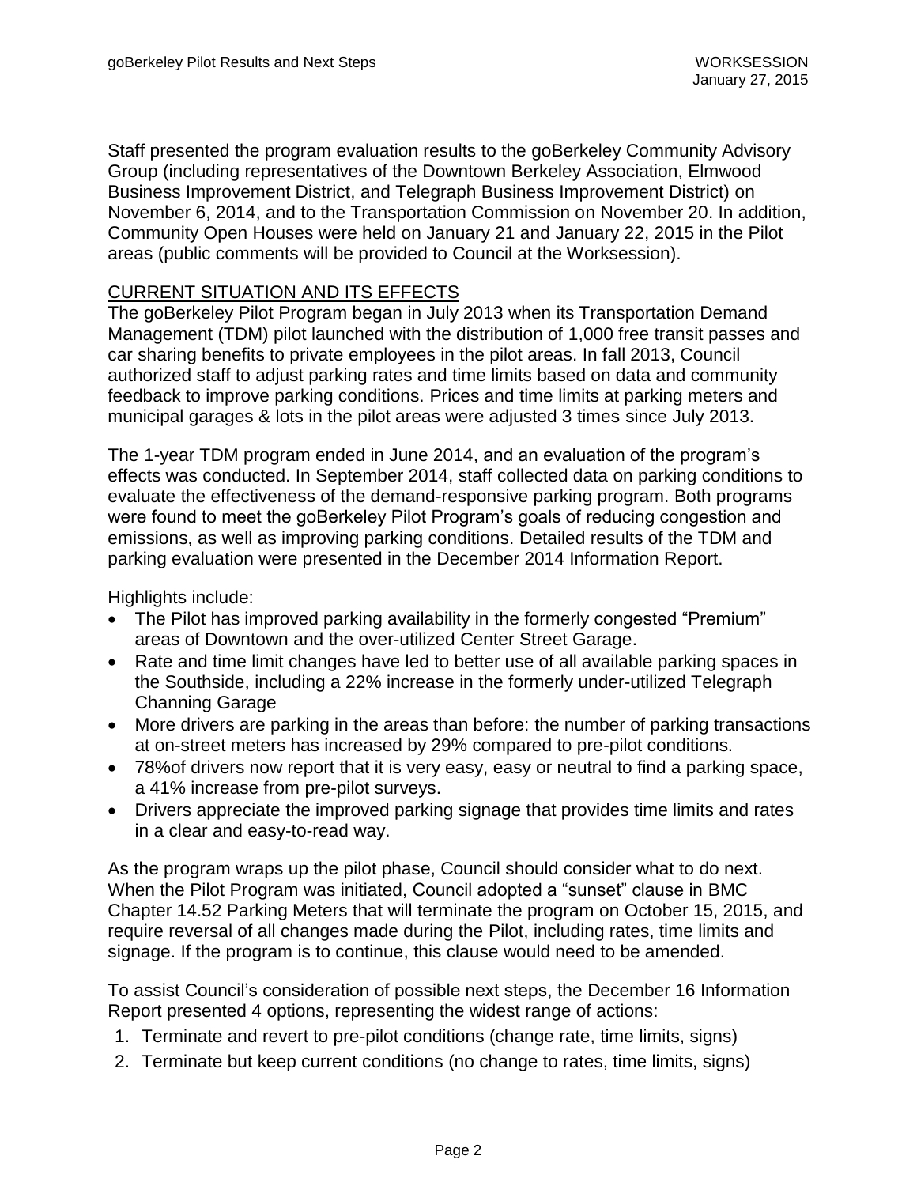Staff presented the program evaluation results to the goBerkeley Community Advisory Group (including representatives of the Downtown Berkeley Association, Elmwood Business Improvement District, and Telegraph Business Improvement District) on November 6, 2014, and to the Transportation Commission on November 20. In addition, Community Open Houses were held on January 21 and January 22, 2015 in the Pilot areas (public comments will be provided to Council at the Worksession).

## CURRENT SITUATION AND ITS EFFECTS

The goBerkeley Pilot Program began in July 2013 when its Transportation Demand Management (TDM) pilot launched with the distribution of 1,000 free transit passes and car sharing benefits to private employees in the pilot areas. In fall 2013, Council authorized staff to adjust parking rates and time limits based on data and community feedback to improve parking conditions. Prices and time limits at parking meters and municipal garages & lots in the pilot areas were adjusted 3 times since July 2013.

The 1-year TDM program ended in June 2014, and an evaluation of the program's effects was conducted. In September 2014, staff collected data on parking conditions to evaluate the effectiveness of the demand-responsive parking program. Both programs were found to meet the goBerkeley Pilot Program's goals of reducing congestion and emissions, as well as improving parking conditions. Detailed results of the TDM and parking evaluation were presented in the December 2014 Information Report.

Highlights include:

- The Pilot has improved parking availability in the formerly congested "Premium" areas of Downtown and the over-utilized Center Street Garage.
- Rate and time limit changes have led to better use of all available parking spaces in the Southside, including a 22% increase in the formerly under-utilized Telegraph Channing Garage
- More drivers are parking in the areas than before: the number of parking transactions at on-street meters has increased by 29% compared to pre-pilot conditions.
- 78%of drivers now report that it is very easy, easy or neutral to find a parking space, a 41% increase from pre-pilot surveys.
- Drivers appreciate the improved parking signage that provides time limits and rates in a clear and easy-to-read way.

As the program wraps up the pilot phase, Council should consider what to do next. When the Pilot Program was initiated, Council adopted a "sunset" clause in BMC Chapter 14.52 Parking Meters that will terminate the program on October 15, 2015, and require reversal of all changes made during the Pilot, including rates, time limits and signage. If the program is to continue, this clause would need to be amended.

To assist Council's consideration of possible next steps, the December 16 Information Report presented 4 options, representing the widest range of actions:

1. Terminate and revert to pre-pilot conditions (change rate, time limits, signs)
2. Terminate but keep current conditions (no change to rates, time limits, signs)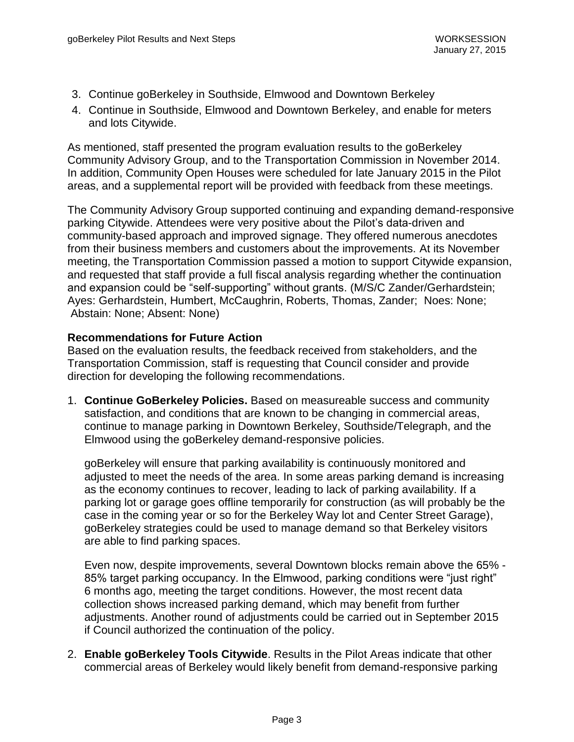3. Continue goBerkeley in Southside, Elmwood and Downtown Berkeley
4. Continue in Southside, Elmwood and Downtown Berkeley, and enable for meters and lots Citywide.

As mentioned, staff presented the program evaluation results to the goBerkeley Community Advisory Group, and to the Transportation Commission in November 2014. In addition, Community Open Houses were scheduled for late January 2015 in the Pilot areas, and a supplemental report will be provided with feedback from these meetings.

The Community Advisory Group supported continuing and expanding demand-responsive parking Citywide. Attendees were very positive about the Pilot's data-driven and community-based approach and improved signage. They offered numerous anecdotes from their business members and customers about the improvements. At its November meeting, the Transportation Commission passed a motion to support Citywide expansion, and requested that staff provide a full fiscal analysis regarding whether the continuation and expansion could be "self-supporting" without grants. (M/S/C Zander/Gerhardstein; Ayes: Gerhardstein, Humbert, McCaughrin, Roberts, Thomas, Zander; Noes: None; Abstain: None; Absent: None)

**Recommendations for Future Action**

Based on the evaluation results, the feedback received from stakeholders, and the Transportation Commission, staff is requesting that Council consider and provide direction for developing the following recommendations.

1. **Continue GoBerkeley Policies.** Based on measureable success and community satisfaction, and conditions that are known to be changing in commercial areas, continue to manage parking in Downtown Berkeley, Southside/Telegraph, and the Elmwood using the goBerkeley demand-responsive policies.

   goBerkeley will ensure that parking availability is continuously monitored and adjusted to meet the needs of the area. In some areas parking demand is increasing as the economy continues to recover, leading to lack of parking availability. If a parking lot or garage goes offline temporarily for construction (as will probably be the case in the coming year or so for the Berkeley Way lot and Center Street Garage), goBerkeley strategies could be used to manage demand so that Berkeley visitors are able to find parking spaces.

   Even now, despite improvements, several Downtown blocks remain above the 65% - 85% target parking occupancy. In the Elmwood, parking conditions were "just right" 6 months ago, meeting the target conditions. However, the most recent data collection shows increased parking demand, which may benefit from further adjustments. Another round of adjustments could be carried out in September 2015 if Council authorized the continuation of the policy.

2. **Enable goBerkeley Tools Citywide**. Results in the Pilot Areas indicate that other commercial areas of Berkeley would likely benefit from demand-responsive parking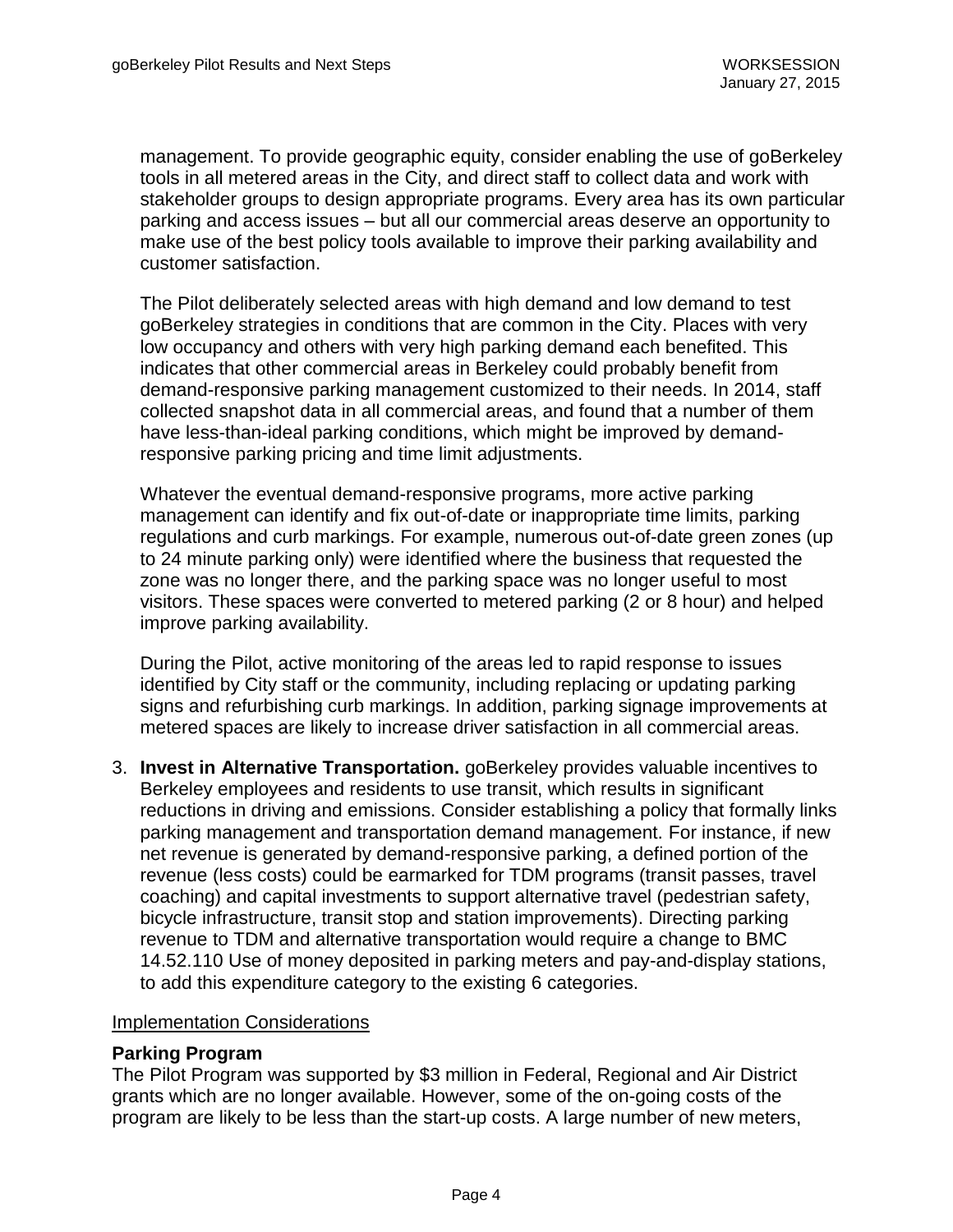management. To provide geographic equity, consider enabling the use of goBerkeley tools in all metered areas in the City, and direct staff to collect data and work with stakeholder groups to design appropriate programs. Every area has its own particular parking and access issues – but all our commercial areas deserve an opportunity to make use of the best policy tools available to improve their parking availability and customer satisfaction.

The Pilot deliberately selected areas with high demand and low demand to test goBerkeley strategies in conditions that are common in the City. Places with very low occupancy and others with very high parking demand each benefited. This indicates that other commercial areas in Berkeley could probably benefit from demand-responsive parking management customized to their needs. In 2014, staff collected snapshot data in all commercial areas, and found that a number of them have less-than-ideal parking conditions, which might be improved by demand-responsive parking pricing and time limit adjustments.

Whatever the eventual demand-responsive programs, more active parking management can identify and fix out-of-date or inappropriate time limits, parking regulations and curb markings. For example, numerous out-of-date green zones (up to 24 minute parking only) were identified where the business that requested the zone was no longer there, and the parking space was no longer useful to most visitors. These spaces were converted to metered parking (2 or 8 hour) and helped improve parking availability.

During the Pilot, active monitoring of the areas led to rapid response to issues identified by City staff or the community, including replacing or updating parking signs and refurbishing curb markings. In addition, parking signage improvements at metered spaces are likely to increase driver satisfaction in all commercial areas.

3. **Invest in Alternative Transportation.** goBerkeley provides valuable incentives to Berkeley employees and residents to use transit, which results in significant reductions in driving and emissions. Consider establishing a policy that formally links parking management and transportation demand management. For instance, if new net revenue is generated by demand-responsive parking, a defined portion of the revenue (less costs) could be earmarked for TDM programs (transit passes, travel coaching) and capital investments to support alternative travel (pedestrian safety, bicycle infrastructure, transit stop and station improvements). Directing parking revenue to TDM and alternative transportation would require a change to BMC 14.52.110 Use of money deposited in parking meters and pay-and-display stations, to add this expenditure category to the existing 6 categories.

<u>Implementation Considerations</u>

**Parking Program**

The Pilot Program was supported by $3 million in Federal, Regional and Air District grants which are no longer available. However, some of the on-going costs of the program are likely to be less than the start-up costs. A large number of new meters,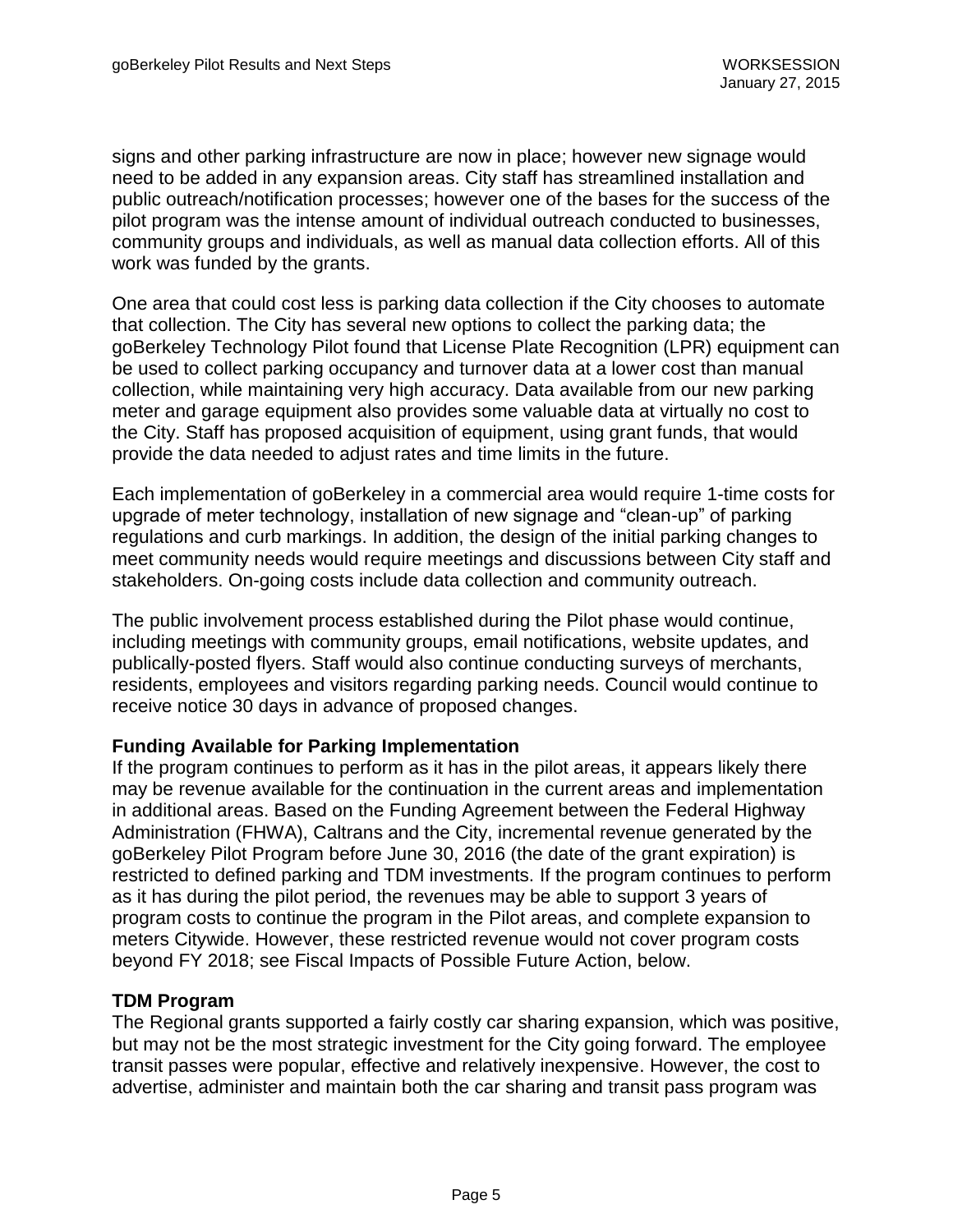signs and other parking infrastructure are now in place; however new signage would need to be added in any expansion areas. City staff has streamlined installation and public outreach/notification processes; however one of the bases for the success of the pilot program was the intense amount of individual outreach conducted to businesses, community groups and individuals, as well as manual data collection efforts. All of this work was funded by the grants.

One area that could cost less is parking data collection if the City chooses to automate that collection. The City has several new options to collect the parking data; the goBerkeley Technology Pilot found that License Plate Recognition (LPR) equipment can be used to collect parking occupancy and turnover data at a lower cost than manual collection, while maintaining very high accuracy. Data available from our new parking meter and garage equipment also provides some valuable data at virtually no cost to the City. Staff has proposed acquisition of equipment, using grant funds, that would provide the data needed to adjust rates and time limits in the future.

Each implementation of goBerkeley in a commercial area would require 1-time costs for upgrade of meter technology, installation of new signage and "clean-up" of parking regulations and curb markings. In addition, the design of the initial parking changes to meet community needs would require meetings and discussions between City staff and stakeholders. On-going costs include data collection and community outreach.

The public involvement process established during the Pilot phase would continue, including meetings with community groups, email notifications, website updates, and publically-posted flyers. Staff would also continue conducting surveys of merchants, residents, employees and visitors regarding parking needs. Council would continue to receive notice 30 days in advance of proposed changes.

**Funding Available for Parking Implementation**

If the program continues to perform as it has in the pilot areas, it appears likely there may be revenue available for the continuation in the current areas and implementation in additional areas. Based on the Funding Agreement between the Federal Highway Administration (FHWA), Caltrans and the City, incremental revenue generated by the goBerkeley Pilot Program before June 30, 2016 (the date of the grant expiration) is restricted to defined parking and TDM investments. If the program continues to perform as it has during the pilot period, the revenues may be able to support 3 years of program costs to continue the program in the Pilot areas, and complete expansion to meters Citywide. However, these restricted revenue would not cover program costs beyond FY 2018; see Fiscal Impacts of Possible Future Action, below.

**TDM Program**

The Regional grants supported a fairly costly car sharing expansion, which was positive, but may not be the most strategic investment for the City going forward. The employee transit passes were popular, effective and relatively inexpensive. However, the cost to advertise, administer and maintain both the car sharing and transit pass program was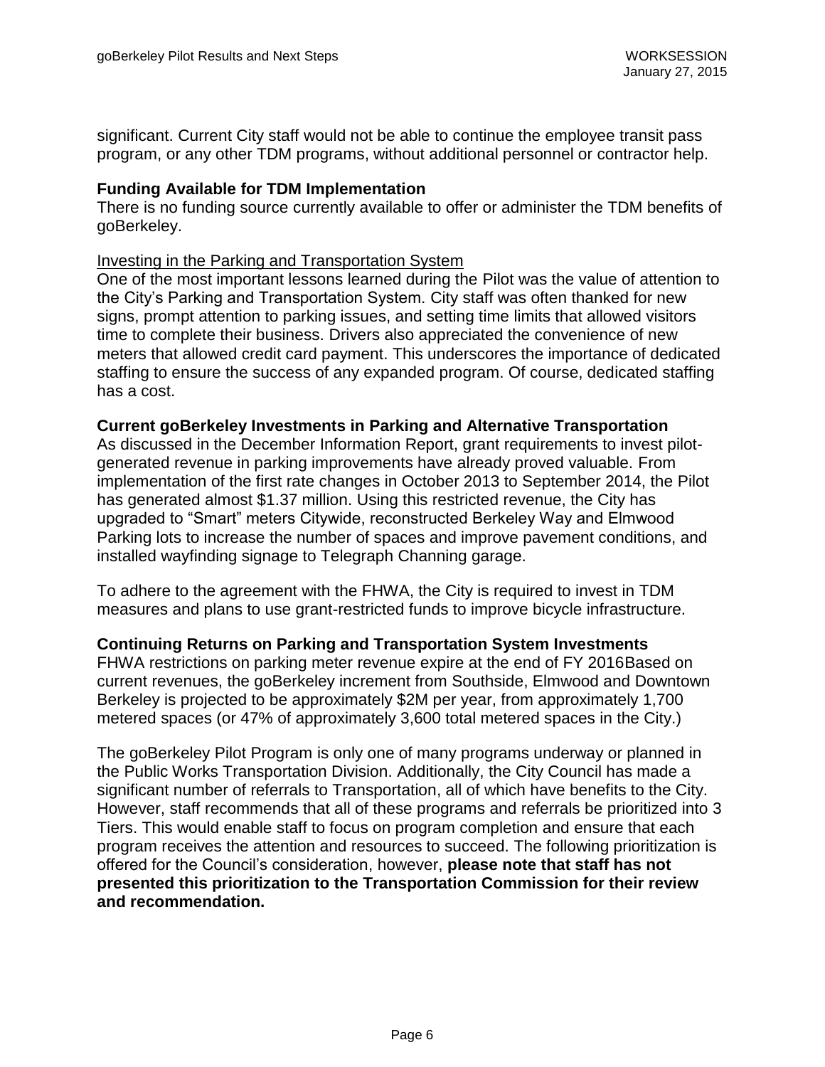significant. Current City staff would not be able to continue the employee transit pass program, or any other TDM programs, without additional personnel or contractor help.

**Funding Available for TDM Implementation**

There is no funding source currently available to offer or administer the TDM benefits of goBerkeley.

<u>Investing in the Parking and Transportation System</u>

One of the most important lessons learned during the Pilot was the value of attention to the City's Parking and Transportation System. City staff was often thanked for new signs, prompt attention to parking issues, and setting time limits that allowed visitors time to complete their business. Drivers also appreciated the convenience of new meters that allowed credit card payment. This underscores the importance of dedicated staffing to ensure the success of any expanded program. Of course, dedicated staffing has a cost.

**Current goBerkeley Investments in Parking and Alternative Transportation**

As discussed in the December Information Report, grant requirements to invest pilot-generated revenue in parking improvements have already proved valuable. From implementation of the first rate changes in October 2013 to September 2014, the Pilot has generated almost $1.37 million. Using this restricted revenue, the City has upgraded to "Smart" meters Citywide, reconstructed Berkeley Way and Elmwood Parking lots to increase the number of spaces and improve pavement conditions, and installed wayfinding signage to Telegraph Channing garage.

To adhere to the agreement with the FHWA, the City is required to invest in TDM measures and plans to use grant-restricted funds to improve bicycle infrastructure.

**Continuing Returns on Parking and Transportation System Investments**

FHWA restrictions on parking meter revenue expire at the end of FY 2016Based on current revenues, the goBerkeley increment from Southside, Elmwood and Downtown Berkeley is projected to be approximately $2M per year, from approximately 1,700 metered spaces (or 47% of approximately 3,600 total metered spaces in the City.)

The goBerkeley Pilot Program is only one of many programs underway or planned in the Public Works Transportation Division. Additionally, the City Council has made a significant number of referrals to Transportation, all of which have benefits to the City. However, staff recommends that all of these programs and referrals be prioritized into 3 Tiers. This would enable staff to focus on program completion and ensure that each program receives the attention and resources to succeed. The following prioritization is offered for the Council's consideration, however, **please note that staff has not presented this prioritization to the Transportation Commission for their review and recommendation.**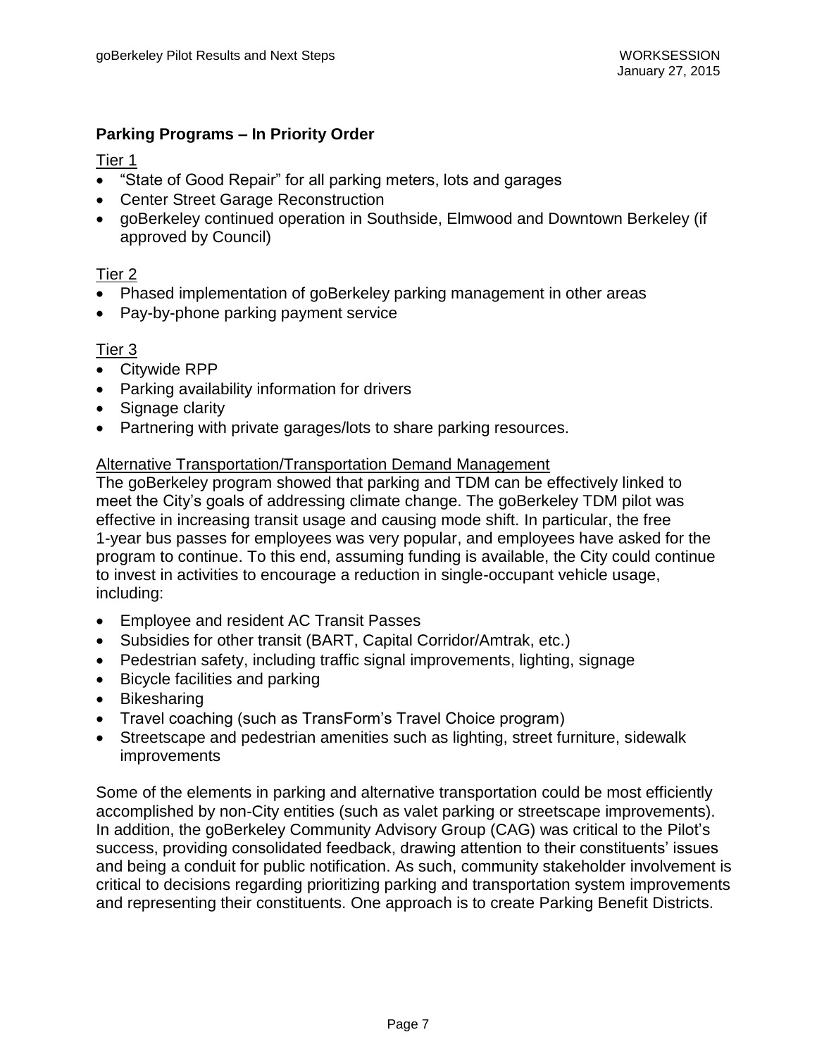### Parking Programs – In Priority Order

Tier 1

- "State of Good Repair" for all parking meters, lots and garages
- Center Street Garage Reconstruction
- goBerkeley continued operation in Southside, Elmwood and Downtown Berkeley (if approved by Council)

Tier 2

- Phased implementation of goBerkeley parking management in other areas
- Pay-by-phone parking payment service

Tier 3

- Citywide RPP
- Parking availability information for drivers
- Signage clarity
- Partnering with private garages/lots to share parking resources.

Alternative Transportation/Transportation Demand Management

The goBerkeley program showed that parking and TDM can be effectively linked to meet the City's goals of addressing climate change. The goBerkeley TDM pilot was effective in increasing transit usage and causing mode shift. In particular, the free 1-year bus passes for employees was very popular, and employees have asked for the program to continue. To this end, assuming funding is available, the City could continue to invest in activities to encourage a reduction in single-occupant vehicle usage, including:

- Employee and resident AC Transit Passes
- Subsidies for other transit (BART, Capital Corridor/Amtrak, etc.)
- Pedestrian safety, including traffic signal improvements, lighting, signage
- Bicycle facilities and parking
- Bikesharing
- Travel coaching (such as TransForm's Travel Choice program)
- Streetscape and pedestrian amenities such as lighting, street furniture, sidewalk improvements

Some of the elements in parking and alternative transportation could be most efficiently accomplished by non-City entities (such as valet parking or streetscape improvements). In addition, the goBerkeley Community Advisory Group (CAG) was critical to the Pilot's success, providing consolidated feedback, drawing attention to their constituents' issues and being a conduit for public notification. As such, community stakeholder involvement is critical to decisions regarding prioritizing parking and transportation system improvements and representing their constituents. One approach is to create Parking Benefit Districts.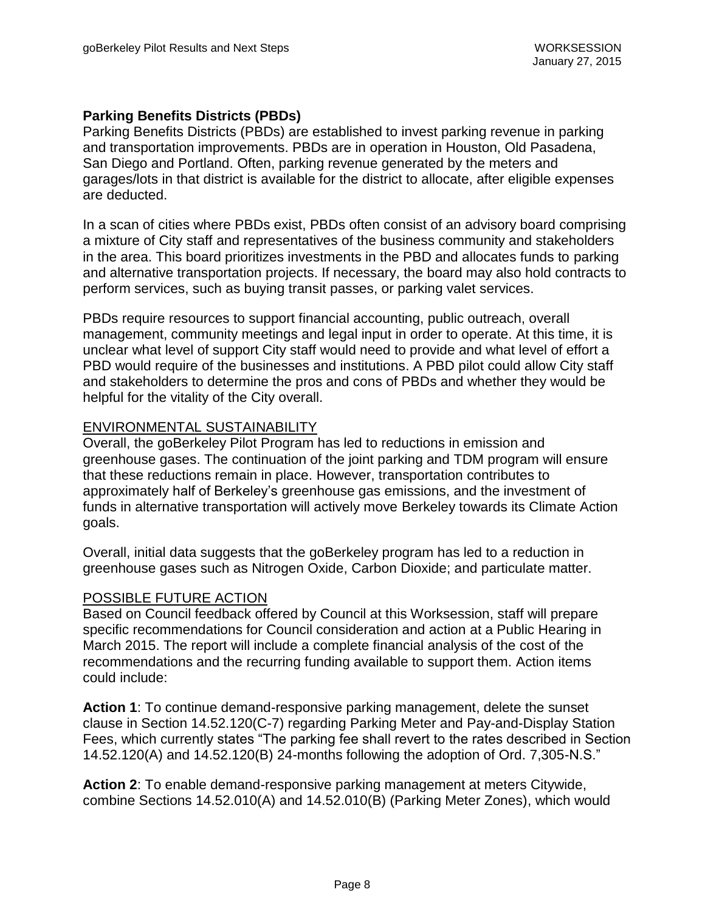**Parking Benefits Districts (PBDs)**

Parking Benefits Districts (PBDs) are established to invest parking revenue in parking and transportation improvements. PBDs are in operation in Houston, Old Pasadena, San Diego and Portland. Often, parking revenue generated by the meters and garages/lots in that district is available for the district to allocate, after eligible expenses are deducted.

In a scan of cities where PBDs exist, PBDs often consist of an advisory board comprising a mixture of City staff and representatives of the business community and stakeholders in the area. This board prioritizes investments in the PBD and allocates funds to parking and alternative transportation projects. If necessary, the board may also hold contracts to perform services, such as buying transit passes, or parking valet services.

PBDs require resources to support financial accounting, public outreach, overall management, community meetings and legal input in order to operate. At this time, it is unclear what level of support City staff would need to provide and what level of effort a PBD would require of the businesses and institutions. A PBD pilot could allow City staff and stakeholders to determine the pros and cons of PBDs and whether they would be helpful for the vitality of the City overall.

## ENVIRONMENTAL SUSTAINABILITY

Overall, the goBerkeley Pilot Program has led to reductions in emission and greenhouse gases. The continuation of the joint parking and TDM program will ensure that these reductions remain in place. However, transportation contributes to approximately half of Berkeley's greenhouse gas emissions, and the investment of funds in alternative transportation will actively move Berkeley towards its Climate Action goals.

Overall, initial data suggests that the goBerkeley program has led to a reduction in greenhouse gases such as Nitrogen Oxide, Carbon Dioxide; and particulate matter.

## POSSIBLE FUTURE ACTION

Based on Council feedback offered by Council at this Worksession, staff will prepare specific recommendations for Council consideration and action at a Public Hearing in March 2015. The report will include a complete financial analysis of the cost of the recommendations and the recurring funding available to support them. Action items could include:

**Action 1**: To continue demand-responsive parking management, delete the sunset clause in Section 14.52.120(C-7) regarding Parking Meter and Pay-and-Display Station Fees, which currently states "The parking fee shall revert to the rates described in Section 14.52.120(A) and 14.52.120(B) 24-months following the adoption of Ord. 7,305-N.S."

**Action 2**: To enable demand-responsive parking management at meters Citywide, combine Sections 14.52.010(A) and 14.52.010(B) (Parking Meter Zones), which would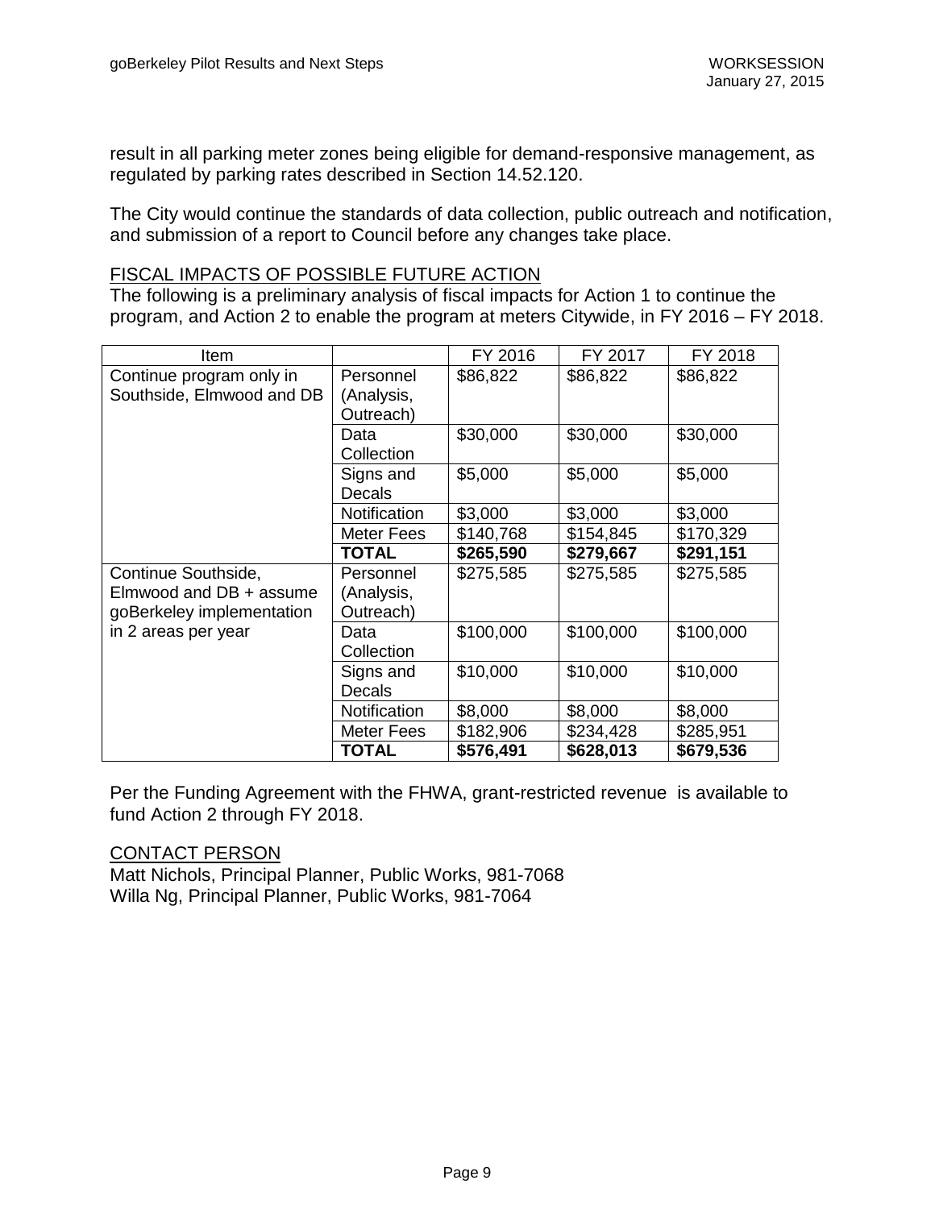result in all parking meter zones being eligible for demand-responsive management, as regulated by parking rates described in Section 14.52.120.

The City would continue the standards of data collection, public outreach and notification, and submission of a report to Council before any changes take place.

## FISCAL IMPACTS OF POSSIBLE FUTURE ACTION

The following is a preliminary analysis of fiscal impacts for Action 1 to continue the program, and Action 2 to enable the program at meters Citywide, in FY 2016 – FY 2018.

| Item | | FY 2016 | FY 2017 | FY 2018 |
|---|---|---|---|---|
| Continue program only in Southside, Elmwood and DB | Personnel (Analysis, Outreach) | $86,822 | $86,822 | $86,822 |
| | Data Collection | $30,000 | $30,000 | $30,000 |
| | Signs and Decals | $5,000 | $5,000 | $5,000 |
| | Notification | $3,000 | $3,000 | $3,000 |
| | Meter Fees | $140,768 | $154,845 | $170,329 |
| | **TOTAL** | **$265,590** | **$279,667** | **$291,151** |
| Continue Southside, Elmwood and DB + assume goBerkeley implementation in 2 areas per year | Personnel (Analysis, Outreach) | $275,585 | $275,585 | $275,585 |
| | Data Collection | $100,000 | $100,000 | $100,000 |
| | Signs and Decals | $10,000 | $10,000 | $10,000 |
| | Notification | $8,000 | $8,000 | $8,000 |
| | Meter Fees | $182,906 | $234,428 | $285,951 |
| | **TOTAL** | **$576,491** | **$628,013** | **$679,536** |

Per the Funding Agreement with the FHWA, grant-restricted revenue is available to fund Action 2 through FY 2018.

## CONTACT PERSON

Matt Nichols, Principal Planner, Public Works, 981-7068
Willa Ng, Principal Planner, Public Works, 981-7064